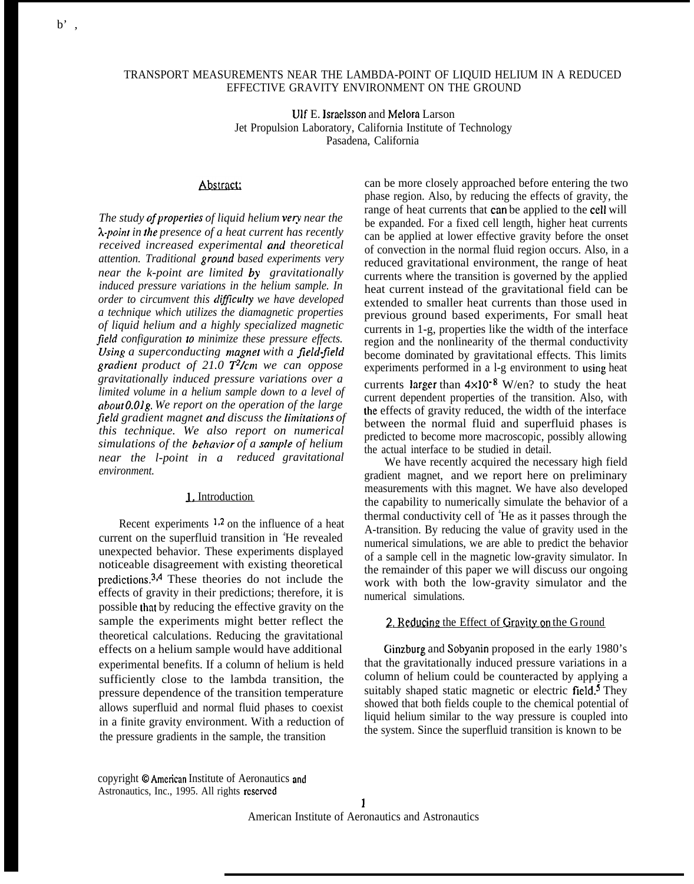# TRANSPORT MEASUREMENTS NEAR THE LAMBDA-POINT OF LIQUID HELIUM IN A REDUCED EFFECTIVE GRAVITY ENVIRONMENT ON THE GROUND

Ulf E. Israelsson and Melora Larson
Jet Propulsion Laboratory, California Institute of Technology
Pasadena, California

## Abstract:

*The study of properties of liquid helium very near the λ-point in the presence of a heat current has recently received increased experimental and theoretical attention. Traditional ground based experiments very near the k-point are limited by gravitationally induced pressure variations in the helium sample. In order to circumvent this difficulty we have developed a technique which utilizes the diamagnetic properties of liquid helium and a highly specialized magnetic field configuration to minimize these pressure effects. Using a superconducting magnet with a field-field gradient product of 21.0 $T^2/cm$ we can oppose gravitationally induced pressure variations over a limited volume in a helium sample down to a level of about 0.01g. We report on the operation of the large field gradient magnet and discuss the limitations of this technique. We also report on numerical simulations of the behavior of a sample of helium near the l-point in a reduced gravitational environment.*

## 1. Introduction

Recent experiments [1,2] on the influence of a heat current on the superfluid transition in $^4$He revealed unexpected behavior. These experiments displayed noticeable disagreement with existing theoretical predictions.[3,4] These theories do not include the effects of gravity in their predictions; therefore, it is possible that by reducing the effective gravity on the sample the experiments might better reflect the theoretical calculations. Reducing the gravitational effects on a helium sample would have additional experimental benefits. If a column of helium is held sufficiently close to the lambda transition, the pressure dependence of the transition temperature allows superfluid and normal fluid phases to coexist in a finite gravity environment. With a reduction of the pressure gradients in the sample, the transition can be more closely approached before entering the two phase region. Also, by reducing the effects of gravity, the range of heat currents that can be applied to the cell will be expanded. For a fixed cell length, higher heat currents can be applied at lower effective gravity before the onset of convection in the normal fluid region occurs. Also, in a reduced gravitational environment, the range of heat currents where the transition is governed by the applied heat current instead of the gravitational field can be extended to smaller heat currents than those used in previous ground based experiments, For small heat currents in 1-g, properties like the width of the interface region and the nonlinearity of the thermal conductivity become dominated by gravitational effects. This limits experiments performed in a l-g environment to using heat currents larger than $4\times10^{-8}$ W/en? to study the heat current dependent properties of the transition. Also, with the effects of gravity reduced, the width of the interface between the normal fluid and superfluid phases is predicted to become more macroscopic, possibly allowing the actual interface to be studied in detail.

We have recently acquired the necessary high field gradient magnet, and we report here on preliminary measurements with this magnet. We have also developed the capability to numerically simulate the behavior of a thermal conductivity cell of $^4$He as it passes through the A-transition. By reducing the value of gravity used in the numerical simulations, we are able to predict the behavior of a sample cell in the magnetic low-gravity simulator. In the remainder of this paper we will discuss our ongoing work with both the low-gravity simulator and the numerical simulations.

## 2. Reducing the Effect of Gravity on the Ground

Ginzburg and Sobyanin proposed in the early 1980's that the gravitationally induced pressure variations in a column of helium could be counteracted by applying a suitably shaped static magnetic or electric field.[5] They showed that both fields couple to the chemical potential of liquid helium similar to the way pressure is coupled into the system. Since the superfluid transition is known to be

copyright © American Institute of Aeronautics and Astronautics, Inc., 1995. All rights reserved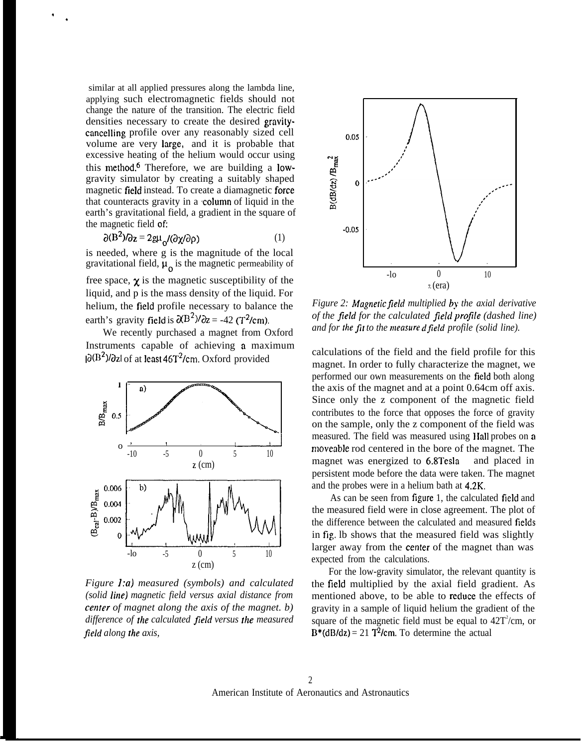similar at all applied pressures along the lambda line, applying such electromagnetic fields should not change the nature of the transition. The electric field densities necessary to create the desired gravity-cancelling profile over any reasonably sized cell volume are very large, and it is probable that excessive heating of the helium would occur using this method.[6] Therefore, we are building a low-gravity simulator by creating a suitably shaped magnetic field instead. To create a diamagnetic force that counteracts gravity in a column of liquid in the earth's gravitational field, a gradient in the square of the magnetic field of:

$$\partial(B^2)/\partial z = 2g\mu_0/(\partial\chi/\partial\rho) \qquad (1)$$

is needed, where g is the magnitude of the local gravitational field, $\mu_0$ is the magnetic permeability of free space, $\chi$ is the magnetic susceptibility of the liquid, and p is the mass density of the liquid. For helium, the field profile necessary to balance the earth's gravity field is $\partial(B^2)/\partial z = -42\ (T^2/cm)$.

We recently purchased a magnet from Oxford Instruments capable of achieving a maximum $|\partial(B^2)/\partial z|$ of at least $46T^2/cm$. Oxford provided calculations of the field and the field profile for this magnet. In order to fully characterize the magnet, we performed our own measurements on the field both along the axis of the magnet and at a point 0.64cm off axis. Since only the z component of the magnetic field contributes to the force that opposes the force of gravity on the sample, only the z component of the field was measured. The field was measured using Hall probes on a moveable rod centered in the bore of the magnet. The magnet was energized to 6.8Tesla and placed in persistent mode before the data were taken. The magnet and the probes were in a helium bath at 4.2K.

*Figure 1:a) measured (symbols) and calculated (solid line) magnetic field versus axial distance from center of magnet along the axis of the magnet. b) difference of the calculated field versus the measured field along the axis,*

*Figure 2: Magnetic field multiplied by the axial derivative of the field for the calculated field profile (dashed line) and for the fit to the measured field profile (solid line).*

As can be seen from figure 1, the calculated field and the measured field were in close agreement. The plot of the difference between the calculated and measured fields in fig. lb shows that the measured field was slightly larger away from the center of the magnet than was expected from the calculations.

For the low-gravity simulator, the relevant quantity is the field multiplied by the axial field gradient. As mentioned above, to be able to reduce the effects of gravity in a sample of liquid helium the gradient of the square of the magnetic field must be equal to $42T^2/cm$, or $B*(dB/dz) = 21\ T^2/cm$. To determine the actual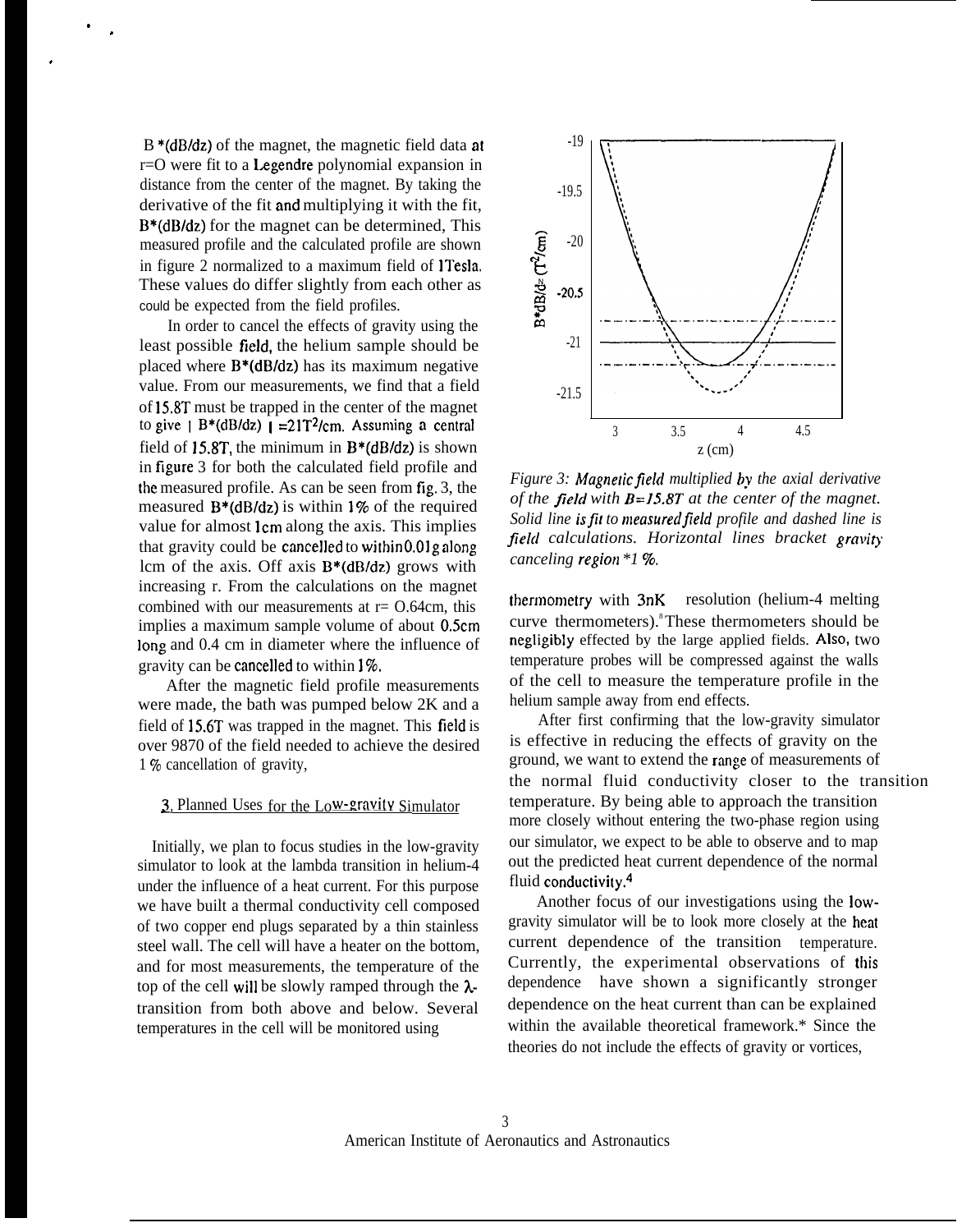B *(dB/dz) of the magnet, the magnetic field data at r=O were fit to a Legendre polynomial expansion in distance from the center of the magnet. By taking the derivative of the fit and multiplying it with the fit, B*(dB/dz) for the magnet can be determined, This measured profile and the calculated profile are shown in figure 2 normalized to a maximum field of 1Tesla. These values do differ slightly from each other as could be expected from the field profiles.

In order to cancel the effects of gravity using the least possible field, the helium sample should be placed where B*(dB/dz) has its maximum negative value. From our measurements, we find that a field of 15.8T must be trapped in the center of the magnet to give | B*(dB/dz) | $=21T^2$/cm. Assuming a central field of 15.8T, the minimum in B*(dB/dz) is shown in figure 3 for both the calculated field profile and the measured profile. As can be seen from fig. 3, the measured B*(dB/dz) is within 1% of the required value for almost 1cm along the axis. This implies that gravity could be cancelled to within 0.01g along lcm of the axis. Off axis B*(dB/dz) grows with increasing r. From the calculations on the magnet combined with our measurements at r= O.64cm, this implies a maximum sample volume of about 0.5cm long and 0.4 cm in diameter where the influence of gravity can be cancelled to within 1%.

After the magnetic field profile measurements were made, the bath was pumped below 2K and a field of 15.6T was trapped in the magnet. This field is over 9870 of the field needed to achieve the desired 1 % cancellation of gravity,

## 3. Planned Uses for the Low-gravity Simulator

Initially, we plan to focus studies in the low-gravity simulator to look at the lambda transition in helium-4 under the influence of a heat current. For this purpose we have built a thermal conductivity cell composed of two copper end plugs separated by a thin stainless steel wall. The cell will have a heater on the bottom, and for most measurements, the temperature of the top of the cell will be slowly ramped through the λ-transition from both above and below. Several temperatures in the cell will be monitored using

*Figure 3: Magnetic field multiplied by the axial derivative of the field with B=15.8T at the center of the magnet. Solid line is fit to measured field profile and dashed line is field calculations. Horizontal lines bracket gravity canceling region *1 %.*

thermometry with 3nK resolution (helium-4 melting curve thermometers).[8] These thermometers should be negligibly effected by the large applied fields. Also, two temperature probes will be compressed against the walls of the cell to measure the temperature profile in the helium sample away from end effects.

After first confirming that the low-gravity simulator is effective in reducing the effects of gravity on the ground, we want to extend the range of measurements of the normal fluid conductivity closer to the transition temperature. By being able to approach the transition more closely without entering the two-phase region using our simulator, we expect to be able to observe and to map out the predicted heat current dependence of the normal fluid conductivity.[4]

Another focus of our investigations using the low-gravity simulator will be to look more closely at the heat current dependence of the transition temperature. Currently, the experimental observations of this dependence have shown a significantly stronger dependence on the heat current than can be explained within the available theoretical framework.* Since the theories do not include the effects of gravity or vortices,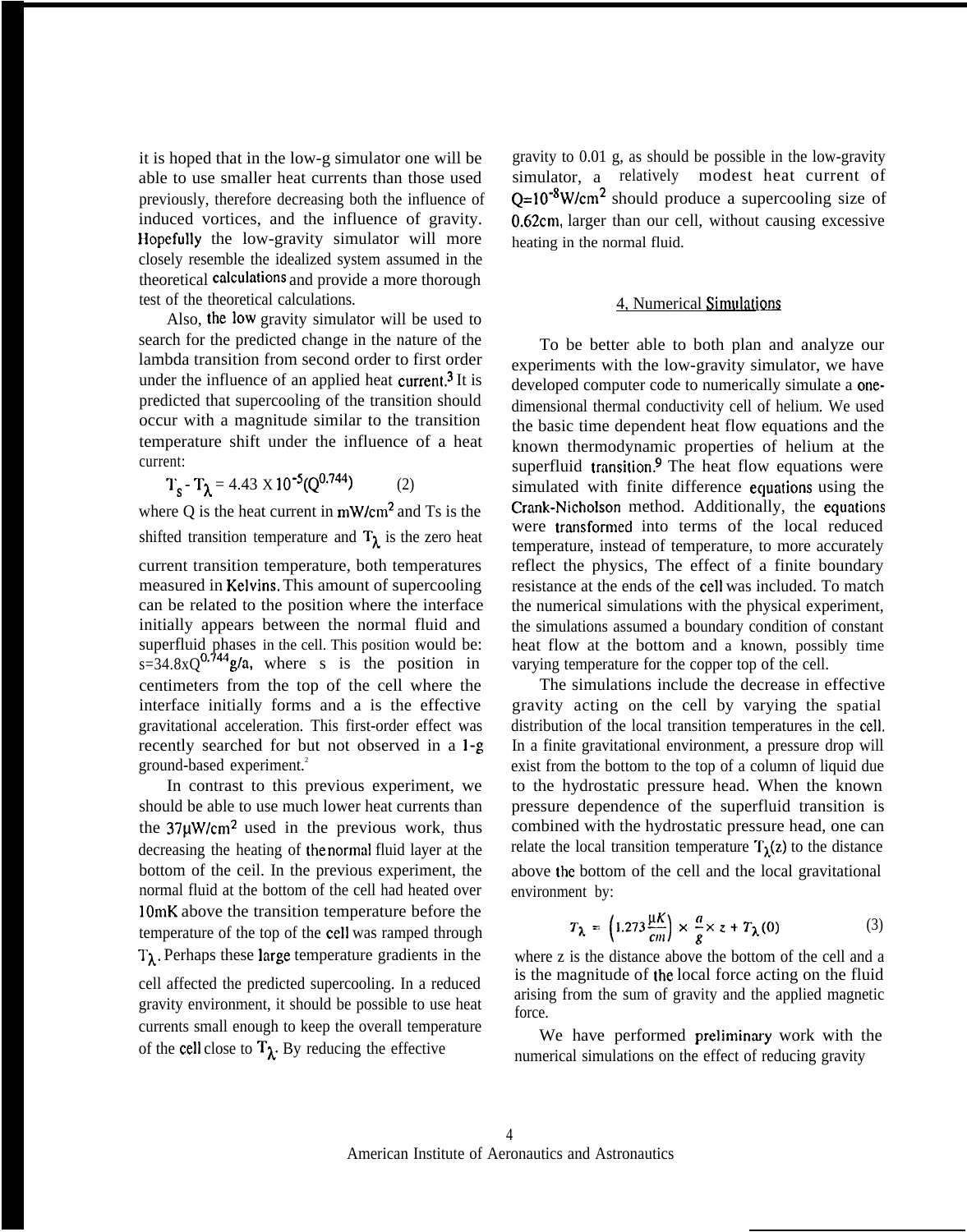it is hoped that in the low-g simulator one will be able to use smaller heat currents than those used previously, therefore decreasing both the influence of induced vortices, and the influence of gravity. Hopefully the low-gravity simulator will more closely resemble the idealized system assumed in the theoretical calculations and provide a more thorough test of the theoretical calculations.

Also, the low gravity simulator will be used to search for the predicted change in the nature of the lambda transition from second order to first order under the influence of an applied heat current.[3] It is predicted that supercooling of the transition should occur with a magnitude similar to the transition temperature shift under the influence of a heat current:

$$T_s - T_\lambda = 4.43 \times 10^{-5}(Q^{0.744}) \qquad (2)$$

where Q is the heat current in $mW/cm^2$ and Ts is the shifted transition temperature and $T_\lambda$ is the zero heat current transition temperature, both temperatures measured in Kelvins. This amount of supercooling can be related to the position where the interface initially appears between the normal fluid and superfluid phases in the cell. This position would be: $s=34.8xQ^{0.744}g/a$, where s is the position in centimeters from the top of the cell where the interface initially forms and a is the effective gravitational acceleration. This first-order effect was recently searched for but not observed in a 1-g ground-based experiment.[2]

In contrast to this previous experiment, we should be able to use much lower heat currents than the $37\mu W/cm^2$ used in the previous work, thus decreasing the heating of the normal fluid layer at the bottom of the ceil. In the previous experiment, the normal fluid at the bottom of the cell had heated over 10mK above the transition temperature before the temperature of the top of the cell was ramped through $T_\lambda$. Perhaps these large temperature gradients in the cell affected the predicted supercooling. In a reduced gravity environment, it should be possible to use heat currents small enough to keep the overall temperature of the cell close to $T_\lambda$. By reducing the effective gravity to 0.01 g, as should be possible in the low-gravity simulator, a relatively modest heat current of $Q=10^{-8}W/cm^2$ should produce a supercooling size of 0.62cm, larger than our cell, without causing excessive heating in the normal fluid.

## 4, Numerical Simulations

To be better able to both plan and analyze our experiments with the low-gravity simulator, we have developed computer code to numerically simulate a one-dimensional thermal conductivity cell of helium. We used the basic time dependent heat flow equations and the known thermodynamic properties of helium at the superfluid transition.[9] The heat flow equations were simulated with finite difference equations using the Crank-Nicholson method. Additionally, the equations were transformed into terms of the local reduced temperature, instead of temperature, to more accurately reflect the physics, The effect of a finite boundary resistance at the ends of the cell was included. To match the numerical simulations with the physical experiment, the simulations assumed a boundary condition of constant heat flow at the bottom and a known, possibly time varying temperature for the copper top of the cell.

The simulations include the decrease in effective gravity acting on the cell by varying the spatial distribution of the local transition temperatures in the cell. In a finite gravitational environment, a pressure drop will exist from the bottom to the top of a column of liquid due to the hydrostatic pressure head. When the known pressure dependence of the superfluid transition is combined with the hydrostatic pressure head, one can relate the local transition temperature $T_\lambda(z)$ to the distance above the bottom of the cell and the local gravitational environment by:

$$T_\lambda = \left(1.273\frac{\mu K}{cm}\right) \times \frac{a}{g} \times z + T_\lambda(0) \qquad (3)$$

where z is the distance above the bottom of the cell and a is the magnitude of the local force acting on the fluid arising from the sum of gravity and the applied magnetic force.

We have performed preliminary work with the numerical simulations on the effect of reducing gravity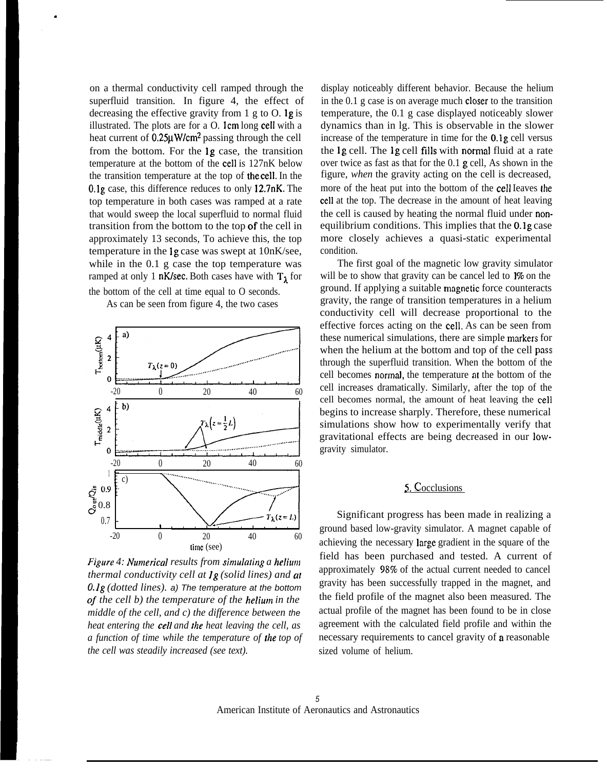on a thermal conductivity cell ramped through the superfluid transition. In figure 4, the effect of decreasing the effective gravity from 1 g to O. 1g is illustrated. The plots are for a O. 1cm long cell with a heat current of $0.25\mu W/cm^2$ passing through the cell from the bottom. For the 1g case, the transition temperature at the bottom of the cell is 127nK below the transition temperature at the top of the cell. In the 0.1g case, this difference reduces to only 12.7nK. The top temperature in both cases was ramped at a rate that would sweep the local superfluid to normal fluid transition from the bottom to the top of the cell in approximately 13 seconds, To achieve this, the top temperature in the 1g case was swept at 10nK/see, while in the 0.1 g case the top temperature was ramped at only 1 nK/sec. Both cases have with $T_\lambda$ for the bottom of the cell at time equal to O seconds.

As can be seen from figure 4, the two cases display noticeably different behavior. Because the helium in the 0.1 g case is on average much closer to the transition temperature, the 0.1 g case displayed noticeably slower dynamics than in lg. This is observable in the slower increase of the temperature in time for the 0.1g cell versus the 1g cell. The 1g cell fills with normal fluid at a rate over twice as fast as that for the 0.1 g cell, As shown in the figure, *when* the gravity acting on the cell is decreased, more of the heat put into the bottom of the cell leaves the cell at the top. The decrease in the amount of heat leaving the cell is caused by heating the normal fluid under non-equilibrium conditions. This implies that the 0.1g case more closely achieves a quasi-static experimental condition.

*Figure 4: Numerical results from simulating a helium thermal conductivity cell at 1g (solid lines) and at 0.1g (dotted lines).* a) The temperature at the bottom *of the cell b) the temperature of the helium in the middle of the cell, and c) the difference between the heat entering the cell and the heat leaving the cell, as a function of time while the temperature of the top of the cell was steadily increased (see text).*

The first goal of the magnetic low gravity simulator will be to show that gravity can be cancel led to 1% on the ground. If applying a suitable magnetic force counteracts gravity, the range of transition temperatures in a helium conductivity cell will decrease proportional to the effective forces acting on the cell. As can be seen from these numerical simulations, there are simple markers for when the helium at the bottom and top of the cell pass through the superfluid transition. When the bottom of the cell becomes normal, the temperature at the bottom of the cell increases dramatically. Similarly, after the top of the cell becomes normal, the amount of heat leaving the cell begins to increase sharply. Therefore, these numerical simulations show how to experimentally verify that gravitational effects are being decreased in our low-gravity simulator.

## 5. Cocclusions

Significant progress has been made in realizing a ground based low-gravity simulator. A magnet capable of achieving the necessary large gradient in the square of the field has been purchased and tested. A current of approximately 98% of the actual current needed to cancel gravity has been successfully trapped in the magnet, and the field profile of the magnet also been measured. The actual profile of the magnet has been found to be in close agreement with the calculated field profile and within the necessary requirements to cancel gravity of a reasonable sized volume of helium.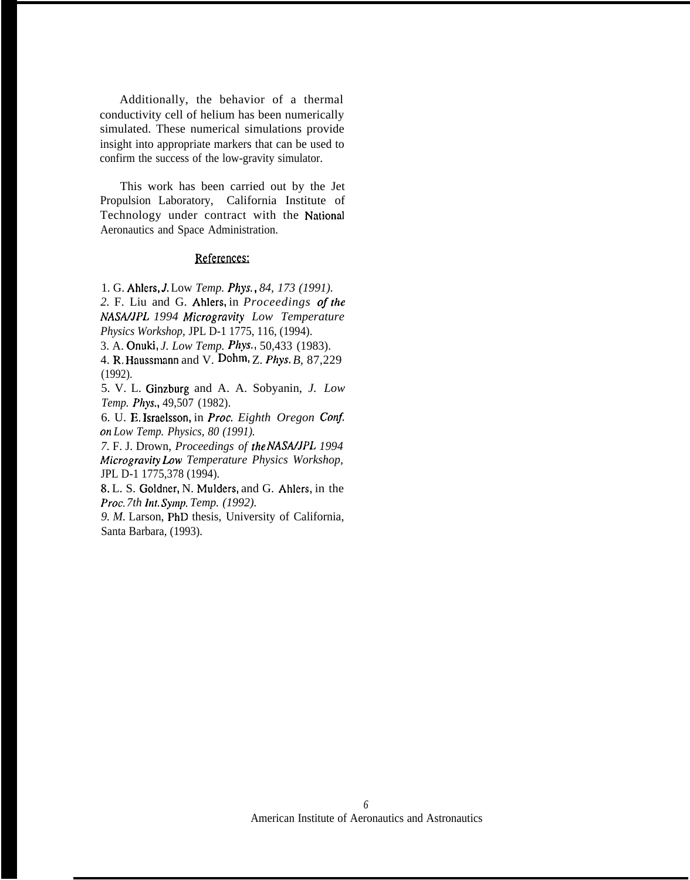Additionally, the behavior of a thermal conductivity cell of helium has been numerically simulated. These numerical simulations provide insight into appropriate markers that can be used to confirm the success of the low-gravity simulator.

This work has been carried out by the Jet Propulsion Laboratory, California Institute of Technology under contract with the National Aeronautics and Space Administration.

## References:

1. G. Ahlers, *J.* Low *Temp. Phys., 84, 173 (1991).*
2. F. Liu and G. Ahlers, in *Proceedings of the NASA/JPL 1994 Microgravity Low Temperature Physics Workshop,* JPL D-1 1775, 116, (1994).
3. A. Onuki, *J. Low Temp. Phys.,* 50,433 (1983).
4. R. Haussmann and V. Dohm, Z. *Phys. B,* 87,229 (1992).
5. V. L. Ginzburg and A. A. Sobyanin, *J. Low Temp. Phys.,* 49,507 (1982).
6. U. E. Israelsson, in *Proc. Eighth Oregon Conf. on Low Temp. Physics, 80 (1991).*
7. F. J. Drown, *Proceedings of the NASA/JPL 1994 Microgravity Low Temperature Physics Workshop,* JPL D-1 1775,378 (1994).
8. L. S. Goldner, N. Mulders, and G. Ahlers, in the *Proc. 7th Int. Symp. Temp. (1992).*
9. *M.* Larson, PhD thesis, University of California, Santa Barbara, (1993).